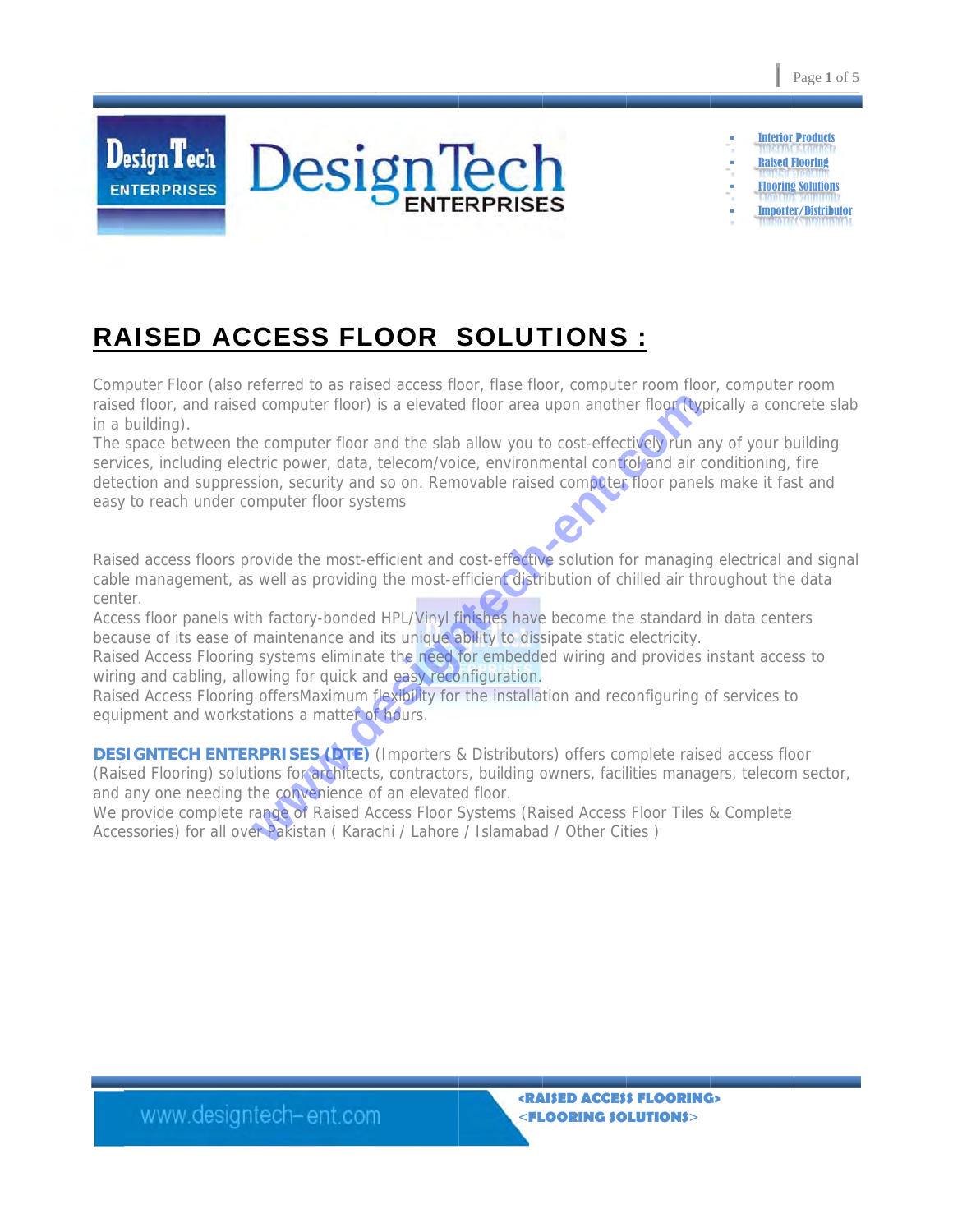# RAISED ACCESS FLOOR SOLUTIONS :

Computer Floor (also referred to as raised access floor, flase floor, computer room floor, computer room raised floor, and raised computer floor) is a elevated floor area upon another floor (typically a concrete slab in a building).
The space between the computer floor and the slab allow you to cost-effectively run any of your building services, including electric power, data, telecom/voice, environmental control and air conditioning, fire detection and suppression, security and so on. Removable raised computer floor panels make it fast and easy to reach under computer floor systems

Raised access floors provide the most-efficient and cost-effective solution for managing electrical and signal cable management, as well as providing the most-efficient distribution of chilled air throughout the data center.
Access floor panels with factory-bonded HPL/Vinyl finishes have become the standard in data centers because of its ease of maintenance and its unique ability to dissipate static electricity.
Raised Access Flooring systems eliminate the need for embedded wiring and provides instant access to wiring and cabling, allowing for quick and easy reconfiguration.
Raised Access Flooring offersMaximum flexibility for the installation and reconfiguring of services to equipment and workstations a matter of hours.

**DESIGNTECH ENTERPRISES (DTE)** (Importers & Distributors) offers complete raised access floor (Raised Flooring) solutions for architects, contractors, building owners, facilities managers, telecom sector, and any one needing the convenience of an elevated floor.
We provide complete range of Raised Access Floor Systems (Raised Access Floor Tiles & Complete Accessories) for all over Pakistan ( Karachi / Lahore / Islamabad / Other Cities )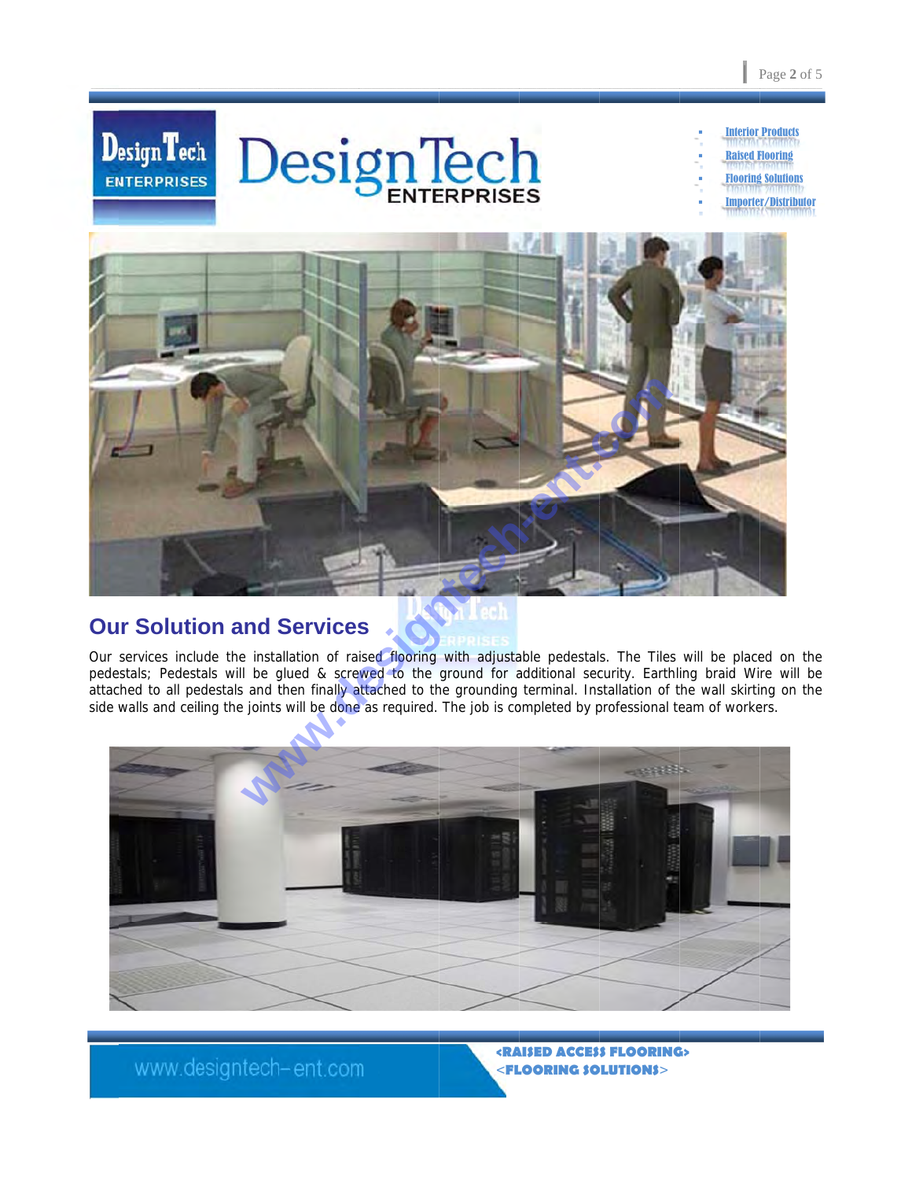DesignTech ENTERPRISES

- Interior Products
- Raised Flooring
- Flooring Solutions
- Importer/Distributor

## Our Solution and Services

Our services include the installation of raised flooring with adjustable pedestals. The Tiles will be placed on the pedestals; Pedestals will be glued & screwed to the ground for additional security. Earthling braid Wire will be attached to all pedestals and then finally attached to the grounding terminal. Installation of the wall skirting on the side walls and ceiling the joints will be done as required. The job is completed by professional team of workers.

www.designtech-ent.com

<RAISED ACCESS FLOORING>
<FLOORING SOLUTIONS>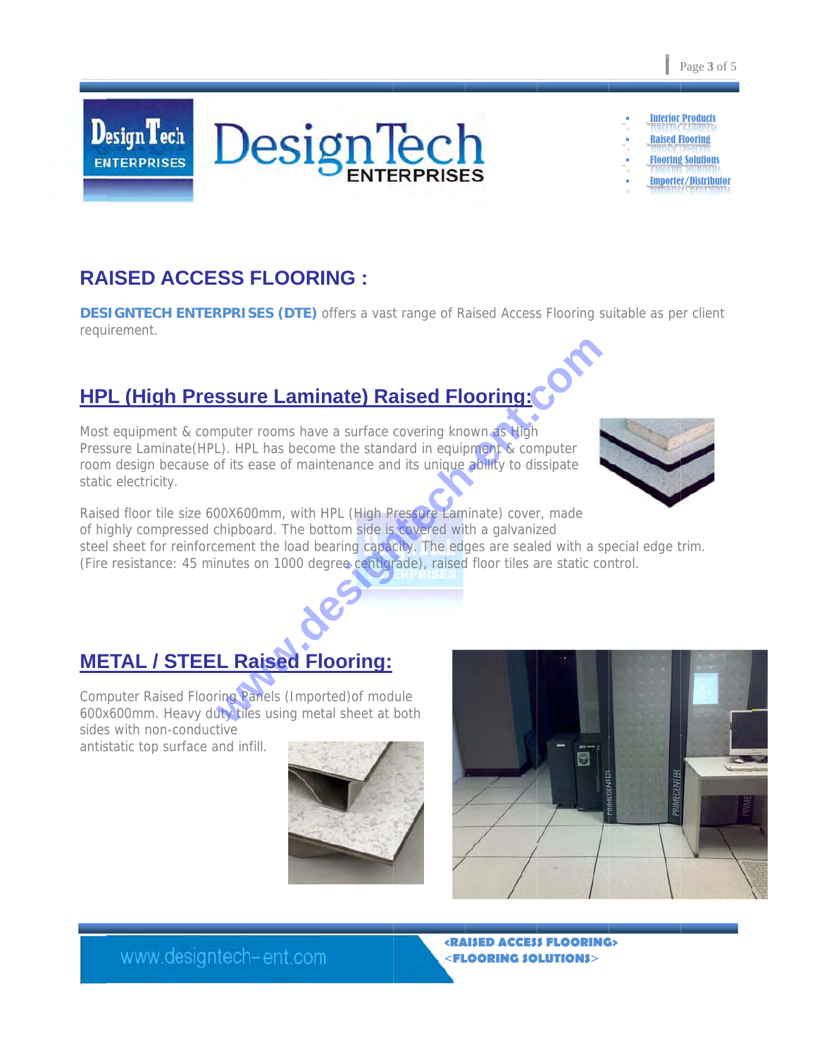## RAISED ACCESS FLOORING :

**DESIGNTECH ENTERPRISES (DTE)** offers a vast range of Raised Access Flooring suitable as per client requirement.

### HPL (High Pressure Laminate) Raised Flooring:

Most equipment & computer rooms have a surface covering known as High Pressure Laminate(HPL). HPL has become the standard in equipment & computer room design because of its ease of maintenance and its unique ability to dissipate static electricity.

Raised floor tile size 600X600mm, with HPL (High Pressure Laminate) cover, made of highly compressed chipboard. The bottom side is covered with a galvanized steel sheet for reinforcement the load bearing capacity. The edges are sealed with a special edge trim. (Fire resistance: 45 minutes on 1000 degree centigrade), raised floor tiles are static control.

### METAL / STEEL Raised Flooring:

Computer Raised Flooring Panels (Imported)of module 600x600mm. Heavy duty tiles using metal sheet at both sides with non-conductive antistatic top surface and infill.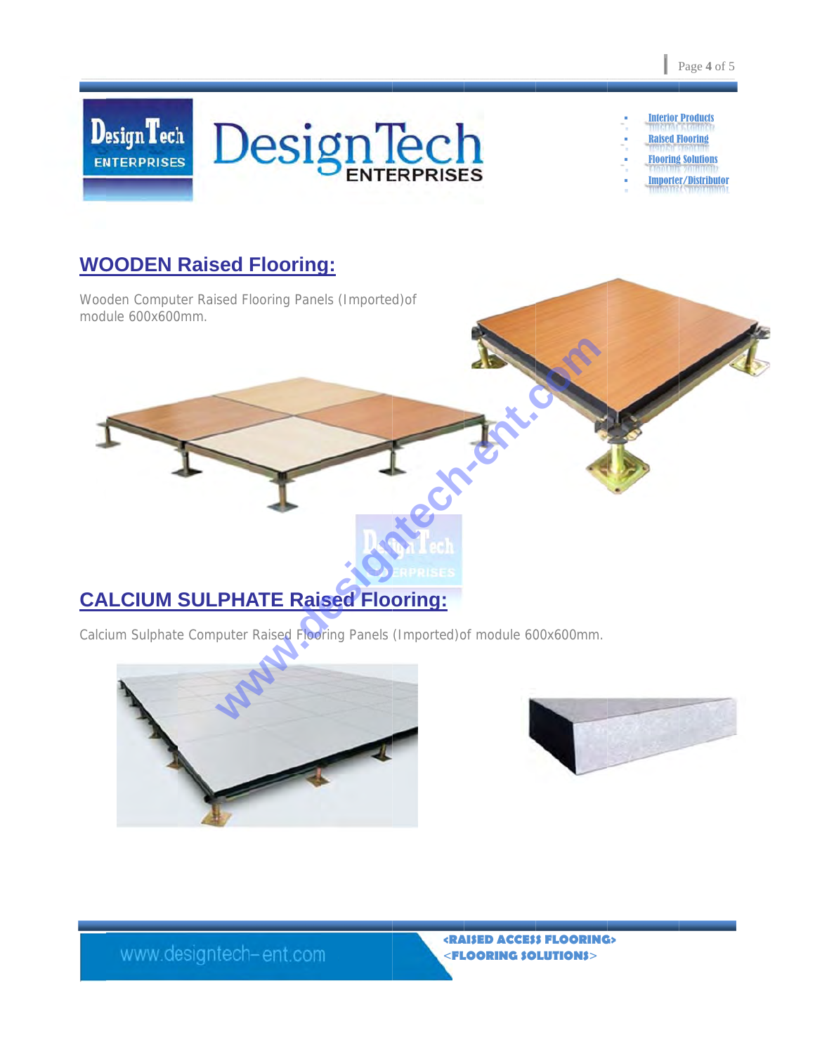## WOODEN Raised Flooring:

Wooden Computer Raised Flooring Panels (Imported)of module 600x600mm.

## CALCIUM SULPHATE Raised Flooring:

Calcium Sulphate Computer Raised Flooring Panels (Imported)of module 600x600mm.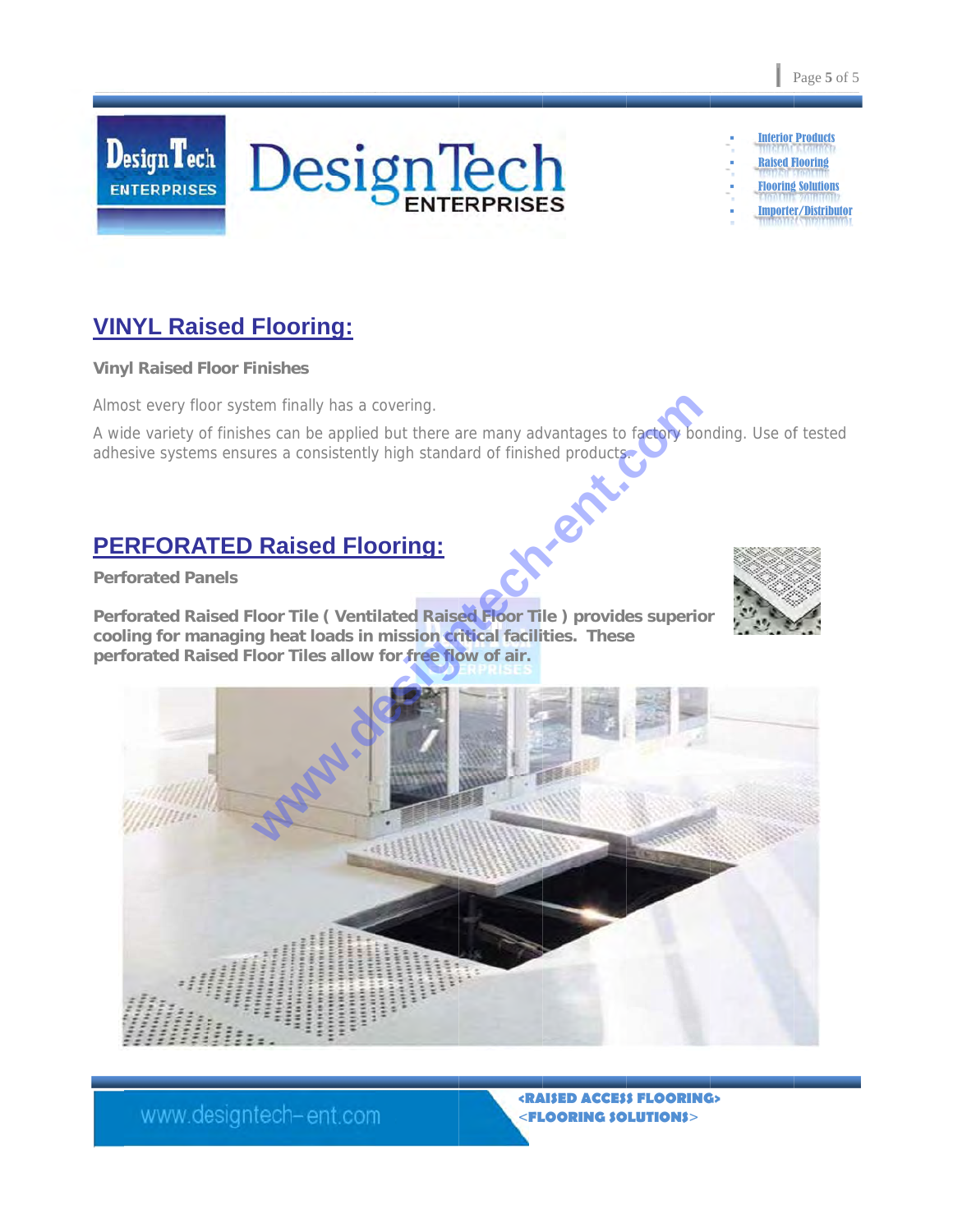## VINYL Raised Flooring:

**Vinyl Raised Floor Finishes**

Almost every floor system finally has a covering.

A wide variety of finishes can be applied but there are many advantages to factory bonding. Use of tested adhesive systems ensures a consistently high standard of finished products.

## PERFORATED Raised Flooring:

**Perforated Panels**

**Perforated Raised Floor Tile ( Ventilated Raised Floor Tile ) provides superior cooling for managing heat loads in mission critical facilities. These perforated Raised Floor Tiles allow for free flow of air.**